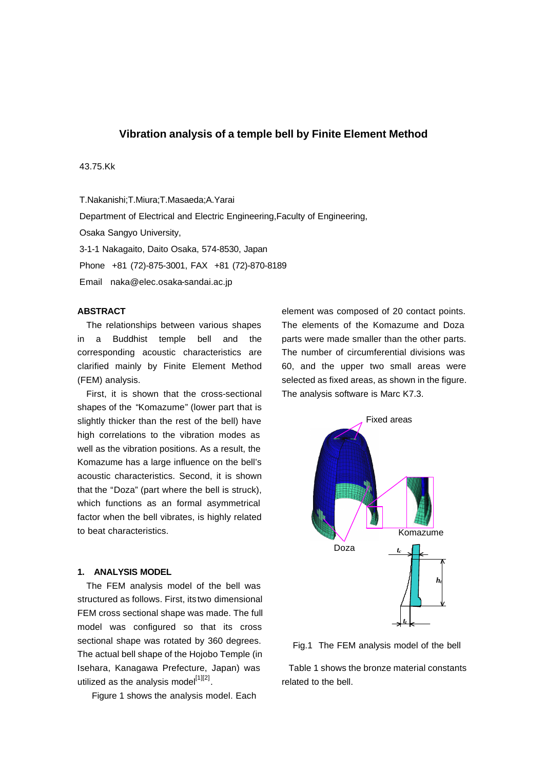# Vibration analysis of a temple bell by Finite Element Method

43.75.Kk

T.Nakanishi;T.Miura;T.Masaeda;A.Yarai

Department of Electrical and Electric Engineering,Faculty of Engineering,

Osaka Sangyo University,

3-1-1 Nakagaito, Daito Osaka, 574-8530, Japan

Phone +81 (72)-875-3001, FAX +81 (72)-870-8189

Email naka@elec.osaka-sandai.ac.jp

## ABSTRACT

The relationships between various shapes in a Buddhist temple bell and the corresponding acoustic characteristics are clarified mainly by Finite Element Method (FEM) analysis.

First, it is shown that the cross-sectional shapes of the "Komazume" (lower part that is slightly thicker than the rest of the bell) have high correlations to the vibration modes as well as the vibration positions. As a result, the Komazume has a large influence on the bell's acoustic characteristics. Second, it is shown that the "Doza" (part where the bell is struck), which functions as an formal asymmetrical factor when the bell vibrates, is highly related to beat characteristics.

## 1. ANALYSIS MODEL

The FEM analysis model of the bell was structured as follows. First, its two dimensional FEM cross sectional shape was made. The full model was configured so that its cross sectional shape was rotated by 360 degrees. The actual bell shape of the Hojobo Temple (in Isehara, Kanagawa Prefecture, Japan) was utilized as the analysis model[1][2].

Figure 1 shows the analysis model. Each element was composed of 20 contact points. The elements of the Komazume and Doza parts were made smaller than the other parts. The number of circumferential divisions was 60, and the upper two small areas were selected as fixed areas, as shown in the figure. The analysis software is Marc K7.3.

Fixed areas

Komazume

Doza

$t_c$

$h_t$

$t_t$

Fig.1 The FEM analysis model of the bell

Table 1 shows the bronze material constants related to the bell.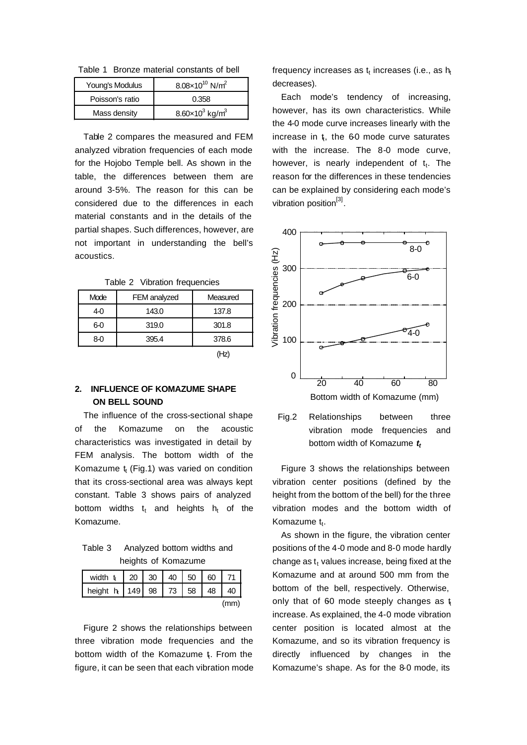Table 1 Bronze material constants of bell

| Young's Modulus | $8.08 \times 10^{10}$ N/m$^2$ |
|---|---|
| Poisson's ratio | 0.358 |
| Mass density | $8.60 \times 10^3$ kg/m$^3$ |

Table 2 compares the measured and FEM analyzed vibration frequencies of each mode for the Hojobo Temple bell. As shown in the table, the differences between them are around 3-5%. The reason for this can be considered due to the differences in each material constants and in the details of the partial shapes. Such differences, however, are not important in understanding the bell's acoustics.

Table 2 Vibration frequencies

| Mode | FEM analyzed | Measured |
|---|---|---|
| 4-0 | 143.0 | 137.8 |
| 6-0 | 319.0 | 301.8 |
| 8-0 | 395.4 | 378.6 |

(Hz)

## 2. INFLUENCE OF KOMAZUME SHAPE ON BELL SOUND

The influence of the cross-sectional shape of the Komazume on the acoustic characteristics was investigated in detail by FEM analysis. The bottom width of the Komazume $t_t$ (Fig.1) was varied on condition that its cross-sectional area was always kept constant. Table 3 shows pairs of analyzed bottom widths $t_t$ and heights $h_t$ of the Komazume.

Table 3 Analyzed bottom widths and heights of Komazume

| width $t_t$ | 20 | 30 | 40 | 50 | 60 | 71 |
|---|---|---|---|---|---|---|
| height $h_t$ | 149 | 98 | 73 | 58 | 48 | 40 |

(mm)

Figure 2 shows the relationships between three vibration mode frequencies and the bottom width of the Komazume $t_t$. From the figure, it can be seen that each vibration mode frequency increases as $t_t$ increases (i.e., as $h_t$ decreases).

Each mode's tendency of increasing, however, has its own characteristics. While the 4-0 mode curve increases linearly with the increase in $t_t$, the 6-0 mode curve saturates with the increase. The 8-0 mode curve, however, is nearly independent of $t_t$. The reason for the differences in these tendencies can be explained by considering each mode's vibration position[3].

Fig.2 Relationships between three vibration mode frequencies and bottom width of Komazume $t_t$

Figure 3 shows the relationships between vibration center positions (defined by the height from the bottom of the bell) for the three vibration modes and the bottom width of Komazume $t_t$.

As shown in the figure, the vibration center positions of the 4-0 mode and 8-0 mode hardly change as $t_t$ values increase, being fixed at the Komazume and at around 500 mm from the bottom of the bell, respectively. Otherwise, only that of 60 mode steeply changes as $t_t$ increase. As explained, the 4-0 mode vibration center position is located almost at the Komazume, and so its vibration frequency is directly influenced by changes in the Komazume's shape. As for the 8-0 mode, its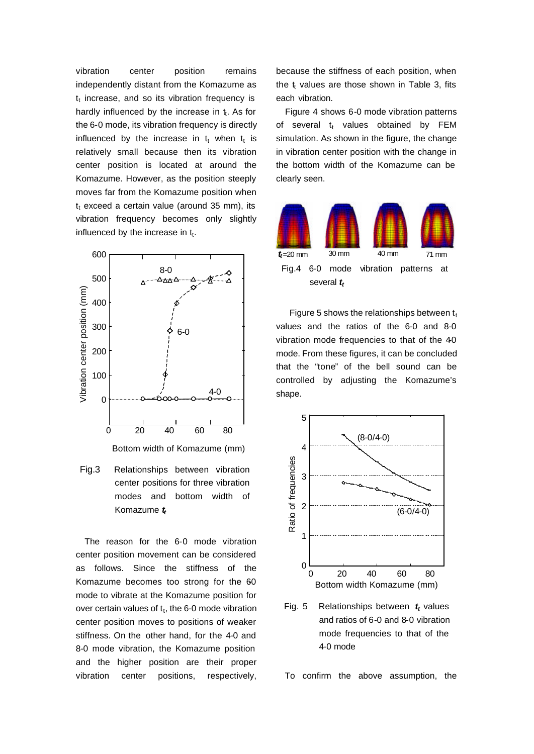vibration center position remains independently distant from the Komazume as $t_t$ increase, and so its vibration frequency is hardly influenced by the increase in $t_t$. As for the 6-0 mode, its vibration frequency is directly influenced by the increase in $t_t$ when $t_t$ is relatively small because then its vibration center position is located at around the Komazume. However, as the position steeply moves far from the Komazume position when $t_t$ exceed a certain value (around 35 mm), its vibration frequency becomes only slightly influenced by the increase in $t_t$.

Fig.3 Relationships between vibration center positions for three vibration modes and bottom width of Komazume $t_t$

The reason for the 6-0 mode vibration center position movement can be considered as follows. Since the stiffness of the Komazume becomes too strong for the 6-0 mode to vibrate at the Komazume position for over certain values of $t_t$, the 6-0 mode vibration center position moves to positions of weaker stiffness. On the other hand, for the 4-0 and 8-0 mode vibration, the Komazume position and the higher position are their proper vibration center positions, respectively, because the stiffness of each position, when the $t_t$ values are those shown in Table 3, fits each vibration.

Figure 4 shows 6-0 mode vibration patterns of several $t_t$ values obtained by FEM simulation. As shown in the figure, the change in vibration center position with the change in the bottom width of the Komazume can be clearly seen.

Fig.4 6-0 mode vibration patterns at several $t_t$

Figure 5 shows the relationships between $t_t$ values and the ratios of the 6-0 and 8-0 vibration mode frequencies to that of the 4-0 mode. From these figures, it can be concluded that the "tone" of the bell sound can be controlled by adjusting the Komazume's shape.

Fig. 5 Relationships between $t_t$ values and ratios of 6-0 and 8-0 vibration mode frequencies to that of the 4-0 mode

To confirm the above assumption, the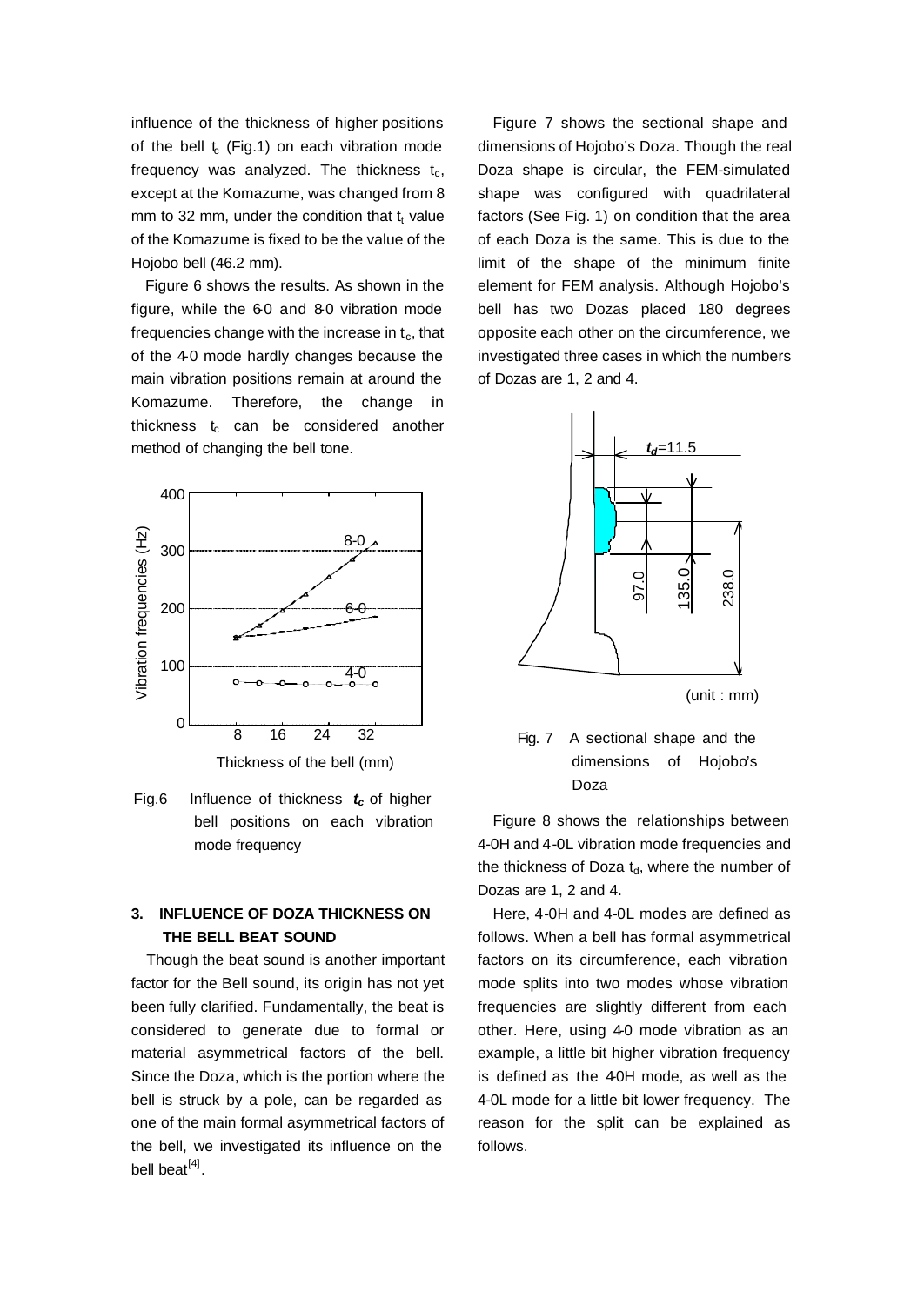influence of the thickness of higher positions of the bell $t_c$ (Fig.1) on each vibration mode frequency was analyzed. The thickness $t_c$, except at the Komazume, was changed from 8 mm to 32 mm, under the condition that $t_t$ value of the Komazume is fixed to be the value of the Hojobo bell (46.2 mm).

Figure 6 shows the results. As shown in the figure, while the 6-0 and 8-0 vibration mode frequencies change with the increase in $t_c$, that of the 4-0 mode hardly changes because the main vibration positions remain at around the Komazume. Therefore, the change in thickness $t_c$ can be considered another method of changing the bell tone.

Fig.6 Influence of thickness $t_c$ of higher bell positions on each vibration mode frequency

## 3. INFLUENCE OF DOZA THICKNESS ON THE BELL BEAT SOUND

Though the beat sound is another important factor for the Bell sound, its origin has not yet been fully clarified. Fundamentally, the beat is considered to generate due to formal or material asymmetrical factors of the bell. Since the Doza, which is the portion where the bell is struck by a pole, can be regarded as one of the main formal asymmetrical factors of the bell, we investigated its influence on the bell beat[4].

Figure 7 shows the sectional shape and dimensions of Hojobo's Doza. Though the real Doza shape is circular, the FEM-simulated shape was configured with quadrilateral factors (See Fig. 1) on condition that the area of each Doza is the same. This is due to the limit of the shape of the minimum finite element for FEM analysis. Although Hojobo's bell has two Dozas placed 180 degrees opposite each other on the circumference, we investigated three cases in which the numbers of Dozas are 1, 2 and 4.

Fig. 7 A sectional shape and the dimensions of Hojobo's Doza

Figure 8 shows the relationships between 4-0H and 4-0L vibration mode frequencies and the thickness of Doza $t_d$, where the number of Dozas are 1, 2 and 4.

Here, 4-0H and 4-0L modes are defined as follows. When a bell has formal asymmetrical factors on its circumference, each vibration mode splits into two modes whose vibration frequencies are slightly different from each other. Here, using 4-0 mode vibration as an example, a little bit higher vibration frequency is defined as the 4-0H mode, as well as the 4-0L mode for a little bit lower frequency. The reason for the split can be explained as follows.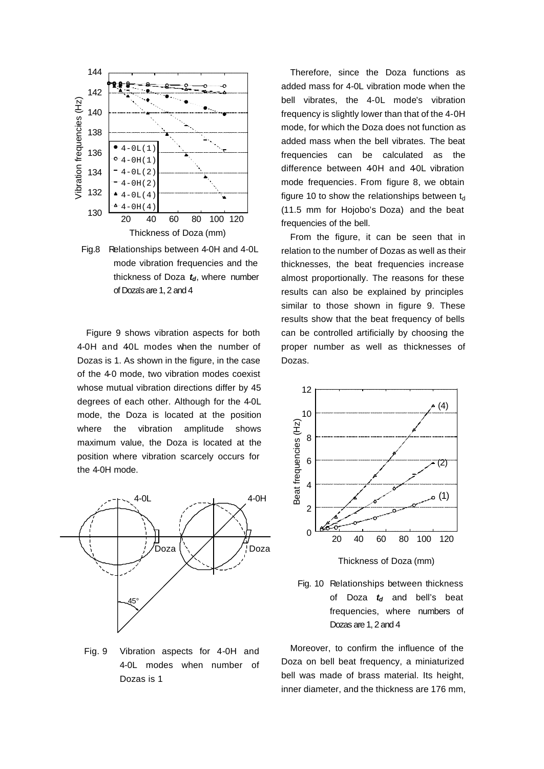Fig.8 Relationships between 4-0H and 4-0L mode vibration frequencies and the thickness of Doza $t_d$, where number of Doza's are 1, 2 and 4

Figure 9 shows vibration aspects for both 4-0H and 4-0L modes when the number of Dozas is 1. As shown in the figure, in the case of the 4-0 mode, two vibration modes coexist whose mutual vibration directions differ by 45 degrees of each other. Although for the 4-0L mode, the Doza is located at the position where the vibration amplitude shows maximum value, the Doza is located at the position where vibration scarcely occurs for the 4-0H mode.

Fig. 9 Vibration aspects for 4-0H and 4-0L modes when number of Dozas is 1

Therefore, since the Doza functions as added mass for 4-0L vibration mode when the bell vibrates, the 4-0L mode's vibration frequency is slightly lower than that of the 4-0H mode, for which the Doza does not function as added mass when the bell vibrates. The beat frequencies can be calculated as the difference between 4-0H and 4-0L vibration mode frequencies. From figure 8, we obtain figure 10 to show the relationships between $t_d$ (11.5 mm for Hojobo's Doza) and the beat frequencies of the bell.

From the figure, it can be seen that in relation to the number of Dozas as well as their thicknesses, the beat frequencies increase almost proportionally. The reasons for these results can also be explained by principles similar to those shown in figure 9. These results show that the beat frequency of bells can be controlled artificially by choosing the proper number as well as thicknesses of Dozas.

Fig. 10 Relationships between thickness of Doza $t_d$ and bell's beat frequencies, where numbers of Dozas are 1, 2 and 4

Moreover, to confirm the influence of the Doza on bell beat frequency, a miniaturized bell was made of brass material. Its height, inner diameter, and the thickness are 176 mm,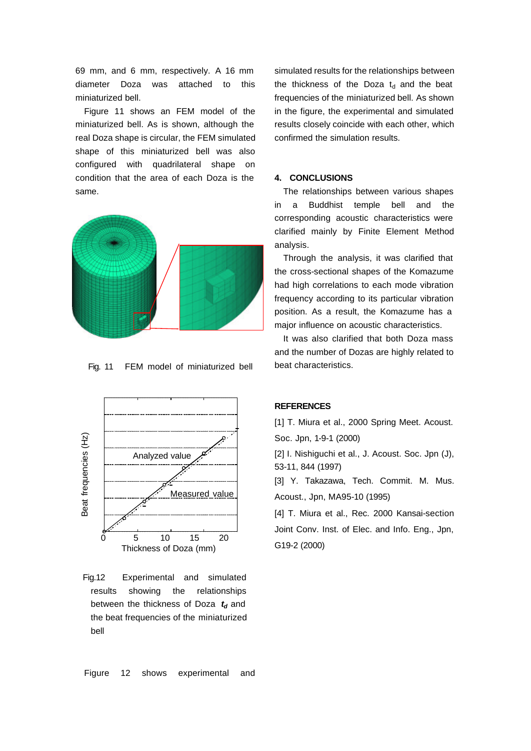69 mm, and 6 mm, respectively. A 16 mm diameter Doza was attached to this miniaturized bell.

Figure 11 shows an FEM model of the miniaturized bell. As is shown, although the real Doza shape is circular, the FEM simulated shape of this miniaturized bell was also configured with quadrilateral shape on condition that the area of each Doza is the same.

Fig. 11 FEM model of miniaturized bell

Beat frequencies (Hz)

Analyzed value

Measured value

0 5 10 15 20

Thickness of Doza (mm)

Fig.12 Experimental and simulated results showing the relationships between the thickness of Doza $t_d$ and the beat frequencies of the miniaturized bell

Figure 12 shows experimental and simulated results for the relationships between the thickness of the Doza $t_d$ and the beat frequencies of the miniaturized bell. As shown in the figure, the experimental and simulated results closely coincide with each other, which confirmed the simulation results.

## 4. CONCLUSIONS

The relationships between various shapes in a Buddhist temple bell and the corresponding acoustic characteristics were clarified mainly by Finite Element Method analysis.

Through the analysis, it was clarified that the cross-sectional shapes of the Komazume had high correlations to each mode vibration frequency according to its particular vibration position. As a result, the Komazume has a major influence on acoustic characteristics.

It was also clarified that both Doza mass and the number of Dozas are highly related to beat characteristics.

## REFERENCES

[1] T. Miura et al., 2000 Spring Meet. Acoust. Soc. Jpn, 1-9-1 (2000)

[2] I. Nishiguchi et al., J. Acoust. Soc. Jpn (J), 53-11, 844 (1997)

[3] Y. Takazawa, Tech. Commit. M. Mus. Acoust., Jpn, MA95-10 (1995)

[4] T. Miura et al., Rec. 2000 Kansai-section Joint Conv. Inst. of Elec. and Info. Eng., Jpn, G19-2 (2000)